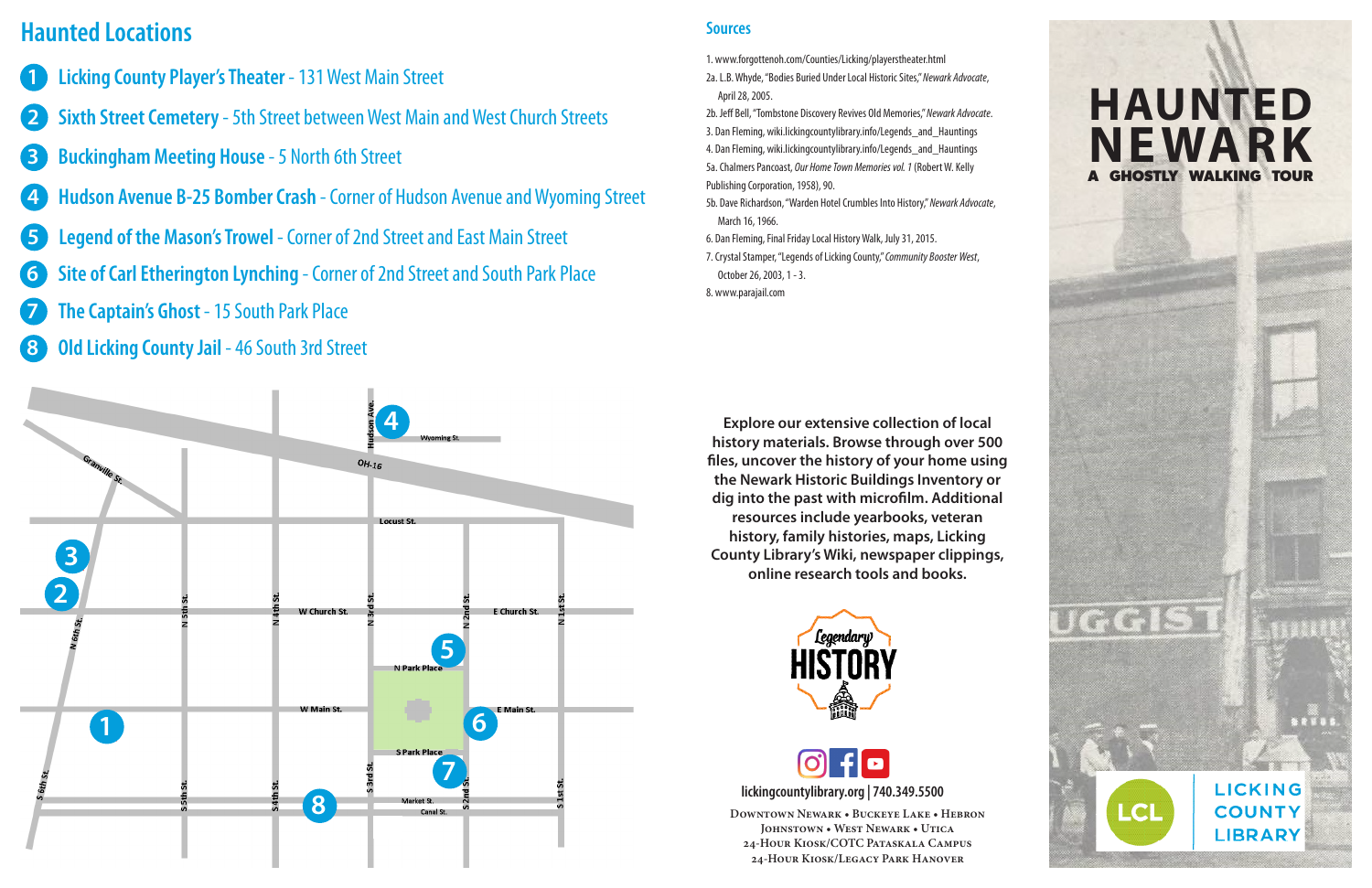# Haunted Locations

1. **Licking County Player's Theater** - 131 West Main Street
2. **Sixth Street Cemetery** - 5th Street between West Main and West Church Streets
3. **Buckingham Meeting House** - 5 North 6th Street
4. **Hudson Avenue B-25 Bomber Crash** - Corner of Hudson Avenue and Wyoming Street
5. **Legend of the Mason's Trowel** - Corner of 2nd Street and East Main Street
6. **Site of Carl Etherington Lynching** - Corner of 2nd Street and South Park Place
7. **The Captain's Ghost** - 15 South Park Place
8. **Old Licking County Jail** - 46 South 3rd Street

## Sources

1. www.forgottenoh.com/Counties/Licking/playerstheater.html

2a. L.B. Whyde, "Bodies Buried Under Local Historic Sites," *Newark Advocate*, April 28, 2005.

2b. Jeff Bell, "Tombstone Discovery Revives Old Memories," *Newark Advocate*.

3. Dan Fleming, wiki.lickingcountylibrary.info/Legends_and_Hauntings

4. Dan Fleming, wiki.lickingcountylibrary.info/Legends_and_Hauntings

5a. Chalmers Pancoast, *Our Home Town Memories vol. 1* (Robert W. Kelly Publishing Corporation, 1958), 90.

5b. Dave Richardson, "Warden Hotel Crumbles Into History," *Newark Advocate*, March 16, 1966.

6. Dan Fleming, Final Friday Local History Walk, July 31, 2015.

7. Crystal Stamper, "Legends of Licking County," *Community Booster West*, October 26, 2003, 1 - 3.

8. www.parajail.com

**Explore our extensive collection of local history materials. Browse through over 500 files, uncover the history of your home using the Newark Historic Buildings Inventory or dig into the past with microfilm. Additional resources include yearbooks, veteran history, family histories, maps, Licking County Library's Wiki, newspaper clippings, online research tools and books.**

Legendary HISTORY

lickingcountylibrary.org | 740.349.5500

Downtown Newark • Buckeye Lake • Hebron
Johnstown • West Newark • Utica
24-Hour Kiosk/COTC Pataskala Campus
24-Hour Kiosk/Legacy Park Hanover

# HAUNTED NEWARK

## A GHOSTLY WALKING TOUR

LCL LICKING COUNTY LIBRARY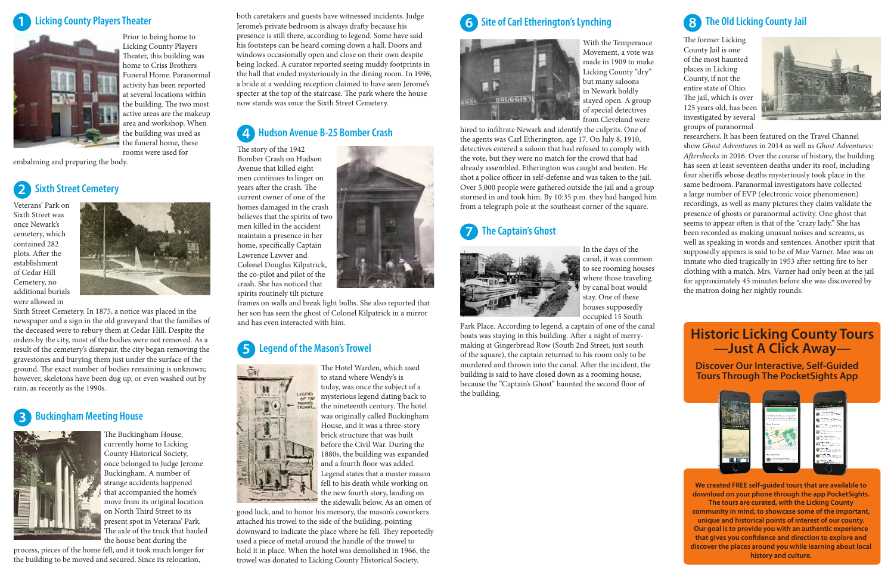## 1 Licking County Players Theater

Prior to being home to Licking County Players Theater, this building was home to Criss Brothers Funeral Home. Paranormal activity has been reported at several locations within the building. The two most active areas are the makeup area and workshop. When the building was used as the funeral home, these rooms were used for embalming and preparing the body.

## 2 Sixth Street Cemetery

Veterans' Park on Sixth Street was once Newark's cemetery, which contained 282 plots. After the establishment of Cedar Hill Cemetery, no additional burials were allowed in Sixth Street Cemetery. In 1875, a notice was placed in the newspaper and a sign in the old graveyard that the families of the deceased were to rebury them at Cedar Hill. Despite the orders by the city, most of the bodies were not removed. As a result of the cemetery's disrepair, the city began removing the gravestones and burying them just under the surface of the ground. The exact number of bodies remaining is unknown; however, skeletons have been dug up, or even washed out by rain, as recently as the 1990s.

## 3 Buckingham Meeting House

The Buckingham House, currently home to Licking County Historical Society, once belonged to Judge Jerome Buckingham. A number of strange accidents happened that accompanied the home's move from its original location on North Third Street to its present spot in Veterans' Park. The axle of the truck that hauled the house bent during the process, pieces of the home fell, and it took much longer for the building to be moved and secured. Since its relocation, both caretakers and guests have witnessed incidents. Judge Jerome's private bedroom is always drafty because his presence is still there, according to legend. Some have said his footsteps can be heard coming down a hall. Doors and windows occasionally open and close on their own despite being locked. A curator reported seeing muddy footprints in the hall that ended mysteriously in the dining room. In 1996, a bride at a wedding reception claimed to have seen Jerome's specter at the top of the staircase. The park where the house now stands was once the Sixth Street Cemetery.

## 4 Hudson Avenue B-25 Bomber Crash

The story of the 1942 Bomber Crash on Hudson Avenue that killed eight men continues to linger on years after the crash. The current owner of one of the homes damaged in the crash believes that the spirits of two men killed in the accident maintain a presence in her home, specifically Captain Lawrence Lawrer and Colonel Douglas Kilpatrick, the co-pilot and pilot of the crash. She has noticed that spirits routinely tilt picture frames on walls and break light bulbs. She also reported that her son has seen the ghost of Colonel Kilpatrick in a mirror and has even interacted with him.

## 5 Legend of the Mason's Trowel

The Hotel Warden, which used to stand where Wendy's is today, was once the subject of a mysterious legend dating back to the nineteenth century. The hotel was originally called Buckingham House, and it was a three-story brick structure that was built before the Civil War. During the 1880s, the building was expanded and a fourth floor was added. Legend states that a master mason fell to his death while working on the new fourth story, landing on the sidewalk below. As an omen of good luck, and to honor his memory, the mason's coworkers attached his trowel to the side of the building, pointing downward to indicate the place where he fell. They reportedly used a piece of metal around the handle of the trowel to hold it in place. When the hotel was demolished in 1966, the trowel was donated to Licking County Historical Society.

## 6 Site of Carl Etherington's Lynching

With the Temperance Movement, a vote was made in 1909 to make Licking County "dry" but many saloons in Newark boldly stayed open. A group of special detectives from Cleveland were hired to infiltrate Newark and identify the culprits. One of the agents was Carl Etherington, age 17. On July 8, 1910, detectives entered a saloon that had refused to comply with the vote, but they were no match for the crowd that had already assembled. Etherington was caught and beaten. He shot a police officer in self-defense and was taken to the jail. Over 5,000 people were gathered outside the jail and a group stormed in and took him. By 10:35 p.m. they had hanged him from a telegraph pole at the southeast corner of the square.

## 7 The Captain's Ghost

In the days of the canal, it was common to see rooming houses where those traveling by canal boat would stay. One of these houses supposedly occupied 15 South Park Place. According to legend, a captain of one of the canal boats was staying in this building. After a night of merry-making at Gingerbread Row (South 2nd Street, just south of the square), the captain returned to his room only to be murdered and thrown into the canal. After the incident, the building is said to have closed down as a rooming house, because the "Captain's Ghost" haunted the second floor of the building.

## 8 The Old Licking County Jail

The former Licking County Jail is one of the most haunted places in Licking County, if not the entire state of Ohio. The jail, which is over 125 years old, has been investigated by several groups of paranormal researchers. It has been featured on the Travel Channel show *Ghost Adventures* in 2014 as well as *Ghost Adventures: Aftershocks* in 2016. Over the course of history, the building has seen at least seventeen deaths under its roof, including four sheriffs whose deaths mysteriously took place in the same bedroom. Paranormal investigators have collected a large number of EVP (electronic voice phenomenon) recordings, as well as many pictures they claim validate the presence of ghosts or paranormal activity. One ghost that seems to appear often is that of the "crazy lady." She has been recorded as making unusual noises and screams, as well as speaking in words and sentences. Another spirit that supposedly appears is said to be of Mae Varner. Mae was an inmate who died tragically in 1953 after setting fire to her clothing with a match. Mrs. Varner had only been at the jail for approximately 45 minutes before she was discovered by the matron doing her nightly rounds.

## Historic Licking County Tours —Just A Click Away—

**Discover Our Interactive, Self-Guided Tours Through The PocketSights App**

**We created FREE self-guided tours that are available to download on your phone through the app PocketSights. The tours are created with the Licking County community in mind, to showcase some of the important, unique and historical points of interest of our county. Our goal is to provide you with an authentic experience that gives you confidence and direction to explore and discover the places around you while learning about local history and culture.**